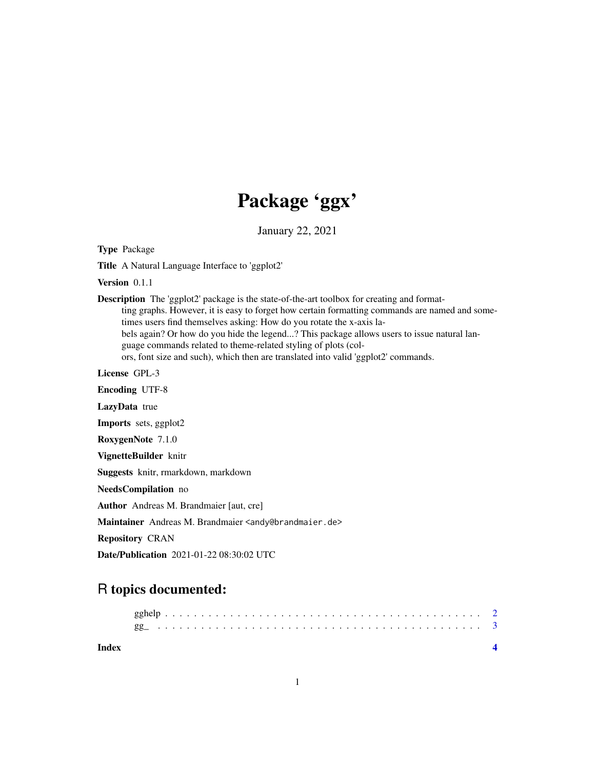# Package 'ggx'

January 22, 2021

**Type** Package

**Title** A Natural Language Interface to 'ggplot2'

**Version** 0.1.1

**Description** The 'ggplot2' package is the state-of-the-art toolbox for creating and formatting graphs. However, it is easy to forget how certain formatting commands are named and sometimes users find themselves asking: How do you rotate the x-axis labels again? Or how do you hide the legend...? This package allows users to issue natural language commands related to theme-related styling of plots (colors, font size and such), which then are translated into valid 'ggplot2' commands.

**License** GPL-3

**Encoding** UTF-8

**LazyData** true

**Imports** sets, ggplot2

**RoxygenNote** 7.1.0

**VignetteBuilder** knitr

**Suggests** knitr, rmarkdown, markdown

**NeedsCompilation** no

**Author** Andreas M. Brandmaier [aut, cre]

**Maintainer** Andreas M. Brandmaier <andy@brandmaier.de>

**Repository** CRAN

**Date/Publication** 2021-01-22 08:30:02 UTC

## R topics documented:

gghelp . . . . . . . . . . . . . . . . . . . . . . . . . . . . . . . . . . . . . . . . . . . 2
gg_ . . . . . . . . . . . . . . . . . . . . . . . . . . . . . . . . . . . . . . . . . . . . 3

**Index** **4**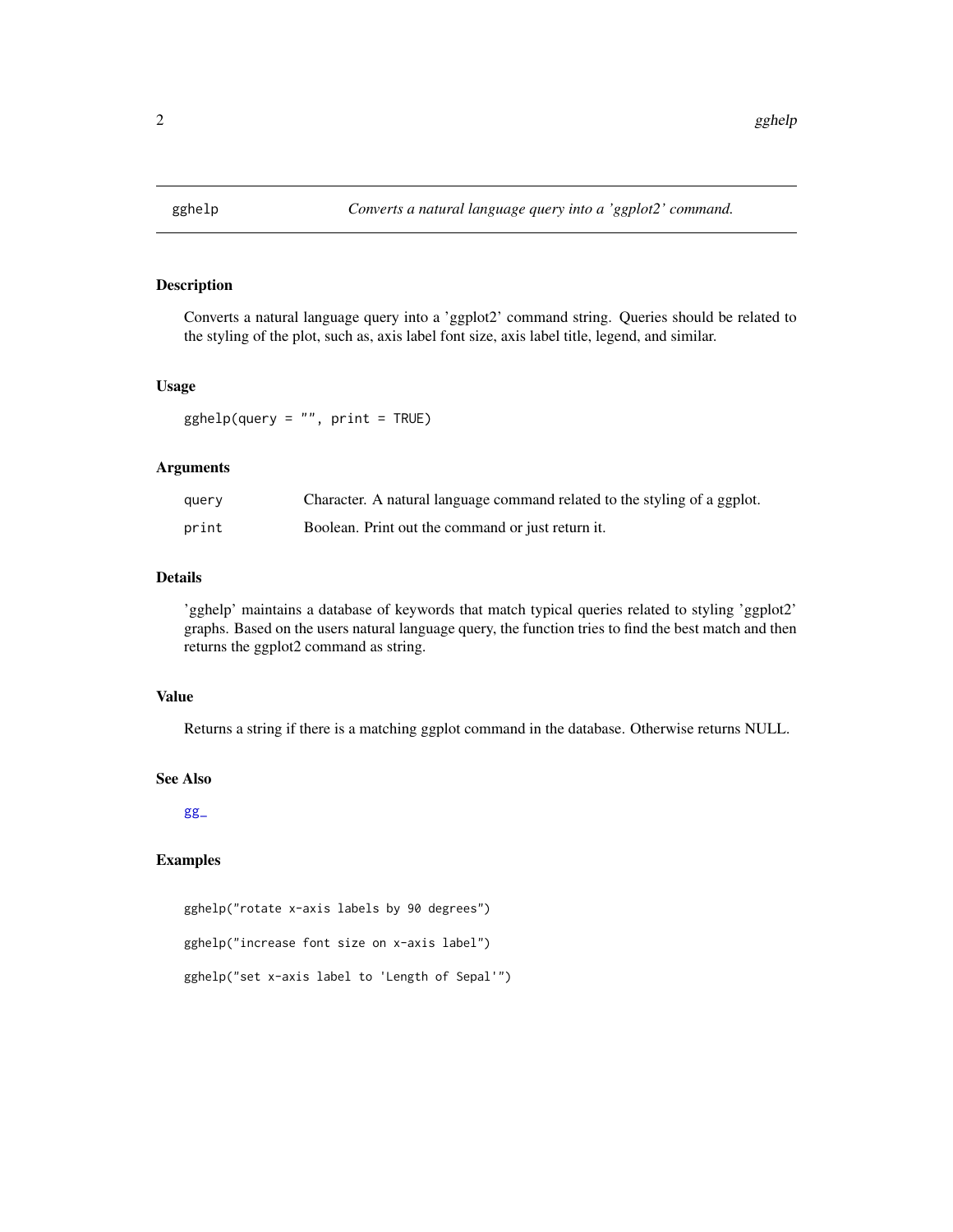# gghelp — *Converts a natural language query into a 'ggplot2' command.*

## Description

Converts a natural language query into a 'ggplot2' command string. Queries should be related to the styling of the plot, such as, axis label font size, axis label title, legend, and similar.

## Usage

```
gghelp(query = "", print = TRUE)
```

## Arguments

| | |
|---|---|
| `query` | Character. A natural language command related to the styling of a ggplot. |
| `print` | Boolean. Print out the command or just return it. |

## Details

'gghelp' maintains a database of keywords that match typical queries related to styling 'ggplot2' graphs. Based on the users natural language query, the function tries to find the best match and then returns the ggplot2 command as string.

## Value

Returns a string if there is a matching ggplot command in the database. Otherwise returns NULL.

## See Also

gg_

## Examples

```
gghelp("rotate x-axis labels by 90 degrees")

gghelp("increase font size on x-axis label")

gghelp("set x-axis label to 'Length of Sepal'")
```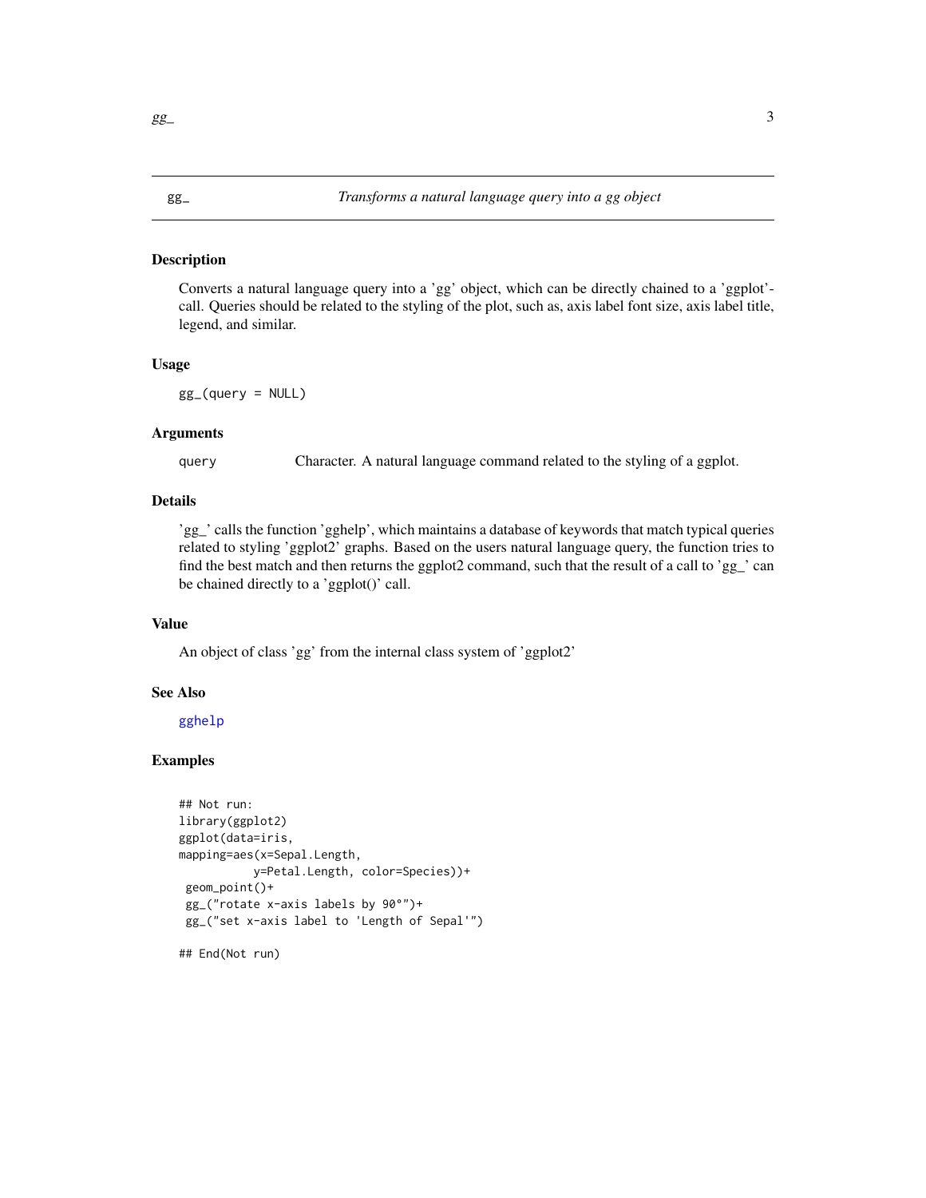# gg_ — *Transforms a natural language query into a gg object*

## Description

Converts a natural language query into a 'gg' object, which can be directly chained to a 'ggplot'-call. Queries should be related to the styling of the plot, such as, axis label font size, axis label title, legend, and similar.

## Usage

```
gg_(query = NULL)
```

## Arguments

| | |
|---|---|
| `query` | Character. A natural language command related to the styling of a ggplot. |

## Details

'gg_' calls the function 'gghelp', which maintains a database of keywords that match typical queries related to styling 'ggplot2' graphs. Based on the users natural language query, the function tries to find the best match and then returns the ggplot2 command, such that the result of a call to 'gg_' can be chained directly to a 'ggplot()' call.

## Value

An object of class 'gg' from the internal class system of 'ggplot2'

## See Also

gghelp

## Examples

```
## Not run:
library(ggplot2)
ggplot(data=iris,
mapping=aes(x=Sepal.Length,
           y=Petal.Length, color=Species))+
 geom_point()+
 gg_("rotate x-axis labels by 90°")+
 gg_("set x-axis label to 'Length of Sepal'")

## End(Not run)
```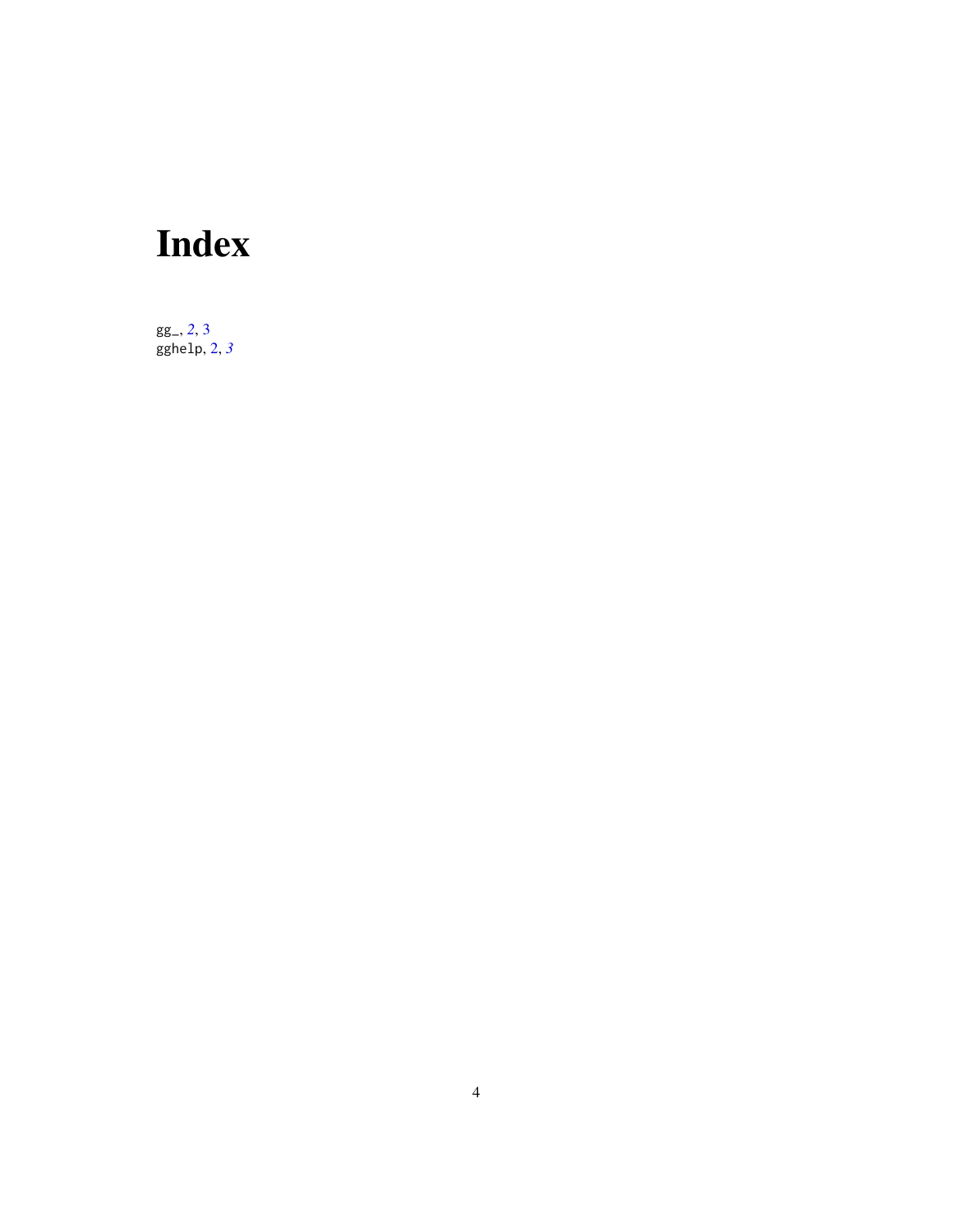# Index

gg_, *2*, 3
gghelp, 2, *3*